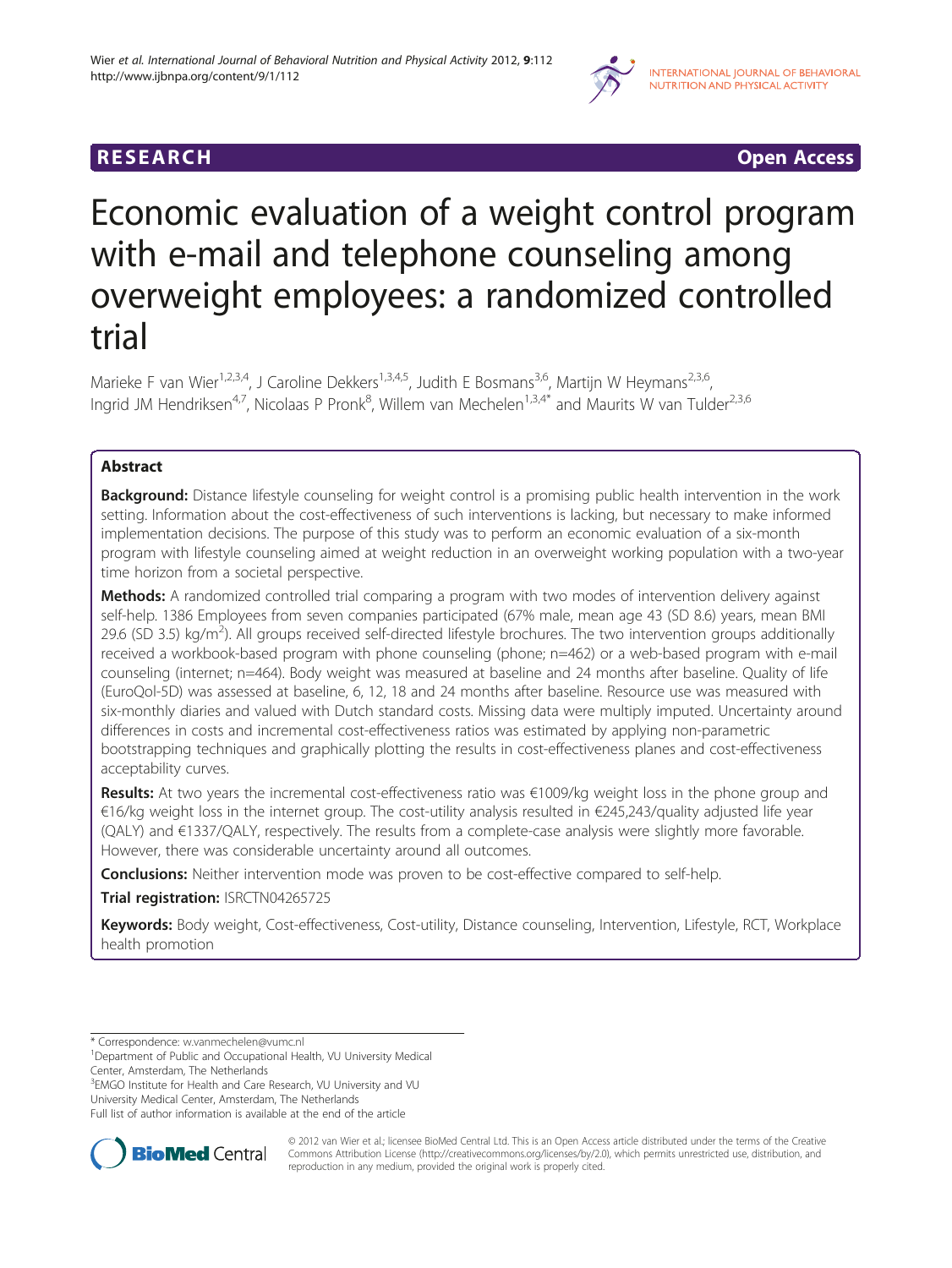RESEARCH Open Access

# Economic evaluation of a weight control program with e-mail and telephone counseling among overweight employees: a randomized controlled trial

Marieke F van Wier[1,2,3,4], J Caroline Dekkers[1,3,4,5], Judith E Bosmans[3,6], Martijn W Heymans[2,3,6], Ingrid JM Hendriksen[4,7], Nicolaas P Pronk[8], Willem van Mechelen[1,3,4*] and Maurits W van Tulder[2,3,6]

## Abstract

**Background:** Distance lifestyle counseling for weight control is a promising public health intervention in the work setting. Information about the cost-effectiveness of such interventions is lacking, but necessary to make informed implementation decisions. The purpose of this study was to perform an economic evaluation of a six-month program with lifestyle counseling aimed at weight reduction in an overweight working population with a two-year time horizon from a societal perspective.

**Methods:** A randomized controlled trial comparing a program with two modes of intervention delivery against self-help. 1386 Employees from seven companies participated (67% male, mean age 43 (SD 8.6) years, mean BMI 29.6 (SD 3.5) kg/m$^2$). All groups received self-directed lifestyle brochures. The two intervention groups additionally received a workbook-based program with phone counseling (phone; n=462) or a web-based program with e-mail counseling (internet; n=464). Body weight was measured at baseline and 24 months after baseline. Quality of life (EuroQol-5D) was assessed at baseline, 6, 12, 18 and 24 months after baseline. Resource use was measured with six-monthly diaries and valued with Dutch standard costs. Missing data were multiply imputed. Uncertainty around differences in costs and incremental cost-effectiveness ratios was estimated by applying non-parametric bootstrapping techniques and graphically plotting the results in cost-effectiveness planes and cost-effectiveness acceptability curves.

**Results:** At two years the incremental cost-effectiveness ratio was €1009/kg weight loss in the phone group and €16/kg weight loss in the internet group. The cost-utility analysis resulted in €245,243/quality adjusted life year (QALY) and €1337/QALY, respectively. The results from a complete-case analysis were slightly more favorable. However, there was considerable uncertainty around all outcomes.

**Conclusions:** Neither intervention mode was proven to be cost-effective compared to self-help.

**Trial registration:** ISRCTN04265725

**Keywords:** Body weight, Cost-effectiveness, Cost-utility, Distance counseling, Intervention, Lifestyle, RCT, Workplace health promotion

---

* Correspondence: w.vanmechelen@vumc.nl
[1]Department of Public and Occupational Health, VU University Medical Center, Amsterdam, The Netherlands
[3]EMGO Institute for Health and Care Research, VU University and VU University Medical Center, Amsterdam, The Netherlands
Full list of author information is available at the end of the article

© 2012 van Wier et al.; licensee BioMed Central Ltd. This is an Open Access article distributed under the terms of the Creative Commons Attribution License (http://creativecommons.org/licenses/by/2.0), which permits unrestricted use, distribution, and reproduction in any medium, provided the original work is properly cited.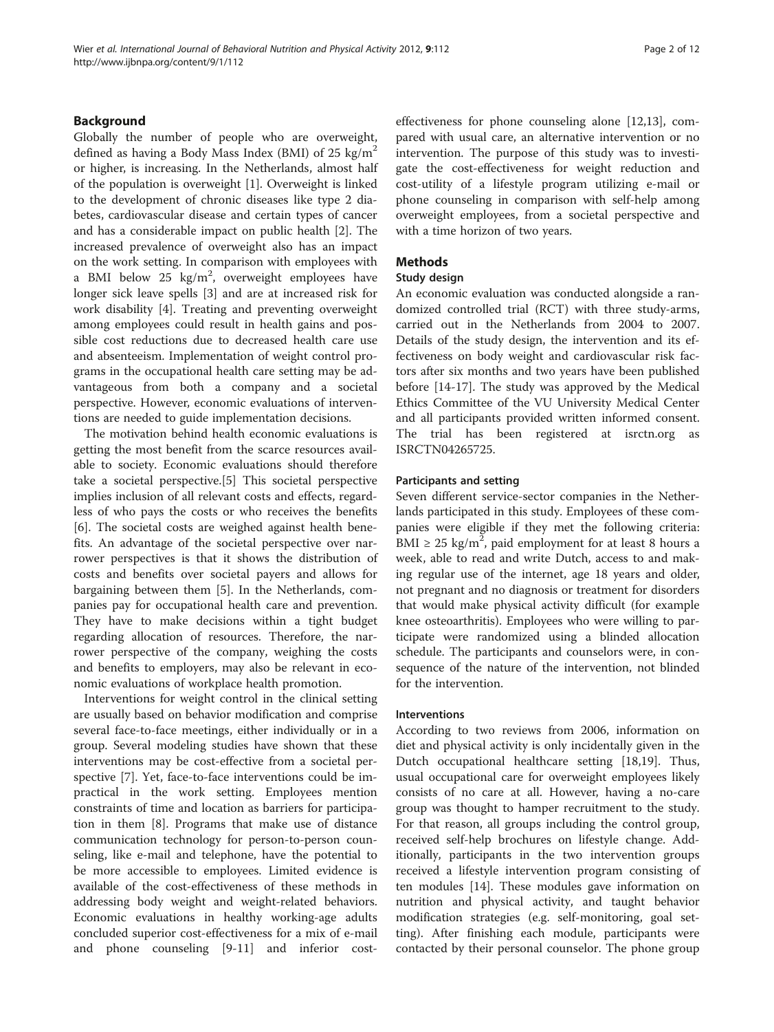## Background

Globally the number of people who are overweight, defined as having a Body Mass Index (BMI) of 25 $kg/m^2$ or higher, is increasing. In the Netherlands, almost half of the population is overweight [1]. Overweight is linked to the development of chronic diseases like type 2 diabetes, cardiovascular disease and certain types of cancer and has a considerable impact on public health [2]. The increased prevalence of overweight also has an impact on the work setting. In comparison with employees with a BMI below 25 $kg/m^2$, overweight employees have longer sick leave spells [3] and are at increased risk for work disability [4]. Treating and preventing overweight among employees could result in health gains and possible cost reductions due to decreased health care use and absenteeism. Implementation of weight control programs in the occupational health care setting may be advantageous from both a company and a societal perspective. However, economic evaluations of interventions are needed to guide implementation decisions.

The motivation behind health economic evaluations is getting the most benefit from the scarce resources available to society. Economic evaluations should therefore take a societal perspective.[5] This societal perspective implies inclusion of all relevant costs and effects, regardless of who pays the costs or who receives the benefits [6]. The societal costs are weighed against health benefits. An advantage of the societal perspective over narrower perspectives is that it shows the distribution of costs and benefits over societal payers and allows for bargaining between them [5]. In the Netherlands, companies pay for occupational health care and prevention. They have to make decisions within a tight budget regarding allocation of resources. Therefore, the narrower perspective of the company, weighing the costs and benefits to employers, may also be relevant in economic evaluations of workplace health promotion.

Interventions for weight control in the clinical setting are usually based on behavior modification and comprise several face-to-face meetings, either individually or in a group. Several modeling studies have shown that these interventions may be cost-effective from a societal perspective [7]. Yet, face-to-face interventions could be impractical in the work setting. Employees mention constraints of time and location as barriers for participation in them [8]. Programs that make use of distance communication technology for person-to-person counseling, like e-mail and telephone, have the potential to be more accessible to employees. Limited evidence is available of the cost-effectiveness of these methods in addressing body weight and weight-related behaviors. Economic evaluations in healthy working-age adults concluded superior cost-effectiveness for a mix of e-mail and phone counseling [9-11] and inferior cost-effectiveness for phone counseling alone [12,13], compared with usual care, an alternative intervention or no intervention. The purpose of this study was to investigate the cost-effectiveness for weight reduction and cost-utility of a lifestyle program utilizing e-mail or phone counseling in comparison with self-help among overweight employees, from a societal perspective and with a time horizon of two years.

## Methods

### Study design

An economic evaluation was conducted alongside a randomized controlled trial (RCT) with three study-arms, carried out in the Netherlands from 2004 to 2007. Details of the study design, the intervention and its effectiveness on body weight and cardiovascular risk factors after six months and two years have been published before [14-17]. The study was approved by the Medical Ethics Committee of the VU University Medical Center and all participants provided written informed consent. The trial has been registered at isrctn.org as ISRCTN04265725.

#### Participants and setting

Seven different service-sector companies in the Netherlands participated in this study. Employees of these companies were eligible if they met the following criteria: BMI $\geq$ 25 $kg/m^2$, paid employment for at least 8 hours a week, able to read and write Dutch, access to and making regular use of the internet, age 18 years and older, not pregnant and no diagnosis or treatment for disorders that would make physical activity difficult (for example knee osteoarthritis). Employees who were willing to participate were randomized using a blinded allocation schedule. The participants and counselors were, in consequence of the nature of the intervention, not blinded for the intervention.

#### Interventions

According to two reviews from 2006, information on diet and physical activity is only incidentally given in the Dutch occupational healthcare setting [18,19]. Thus, usual occupational care for overweight employees likely consists of no care at all. However, having a no-care group was thought to hamper recruitment to the study. For that reason, all groups including the control group, received self-help brochures on lifestyle change. Additionally, participants in the two intervention groups received a lifestyle intervention program consisting of ten modules [14]. These modules gave information on nutrition and physical activity, and taught behavior modification strategies (e.g. self-monitoring, goal setting). After finishing each module, participants were contacted by their personal counselor. The phone group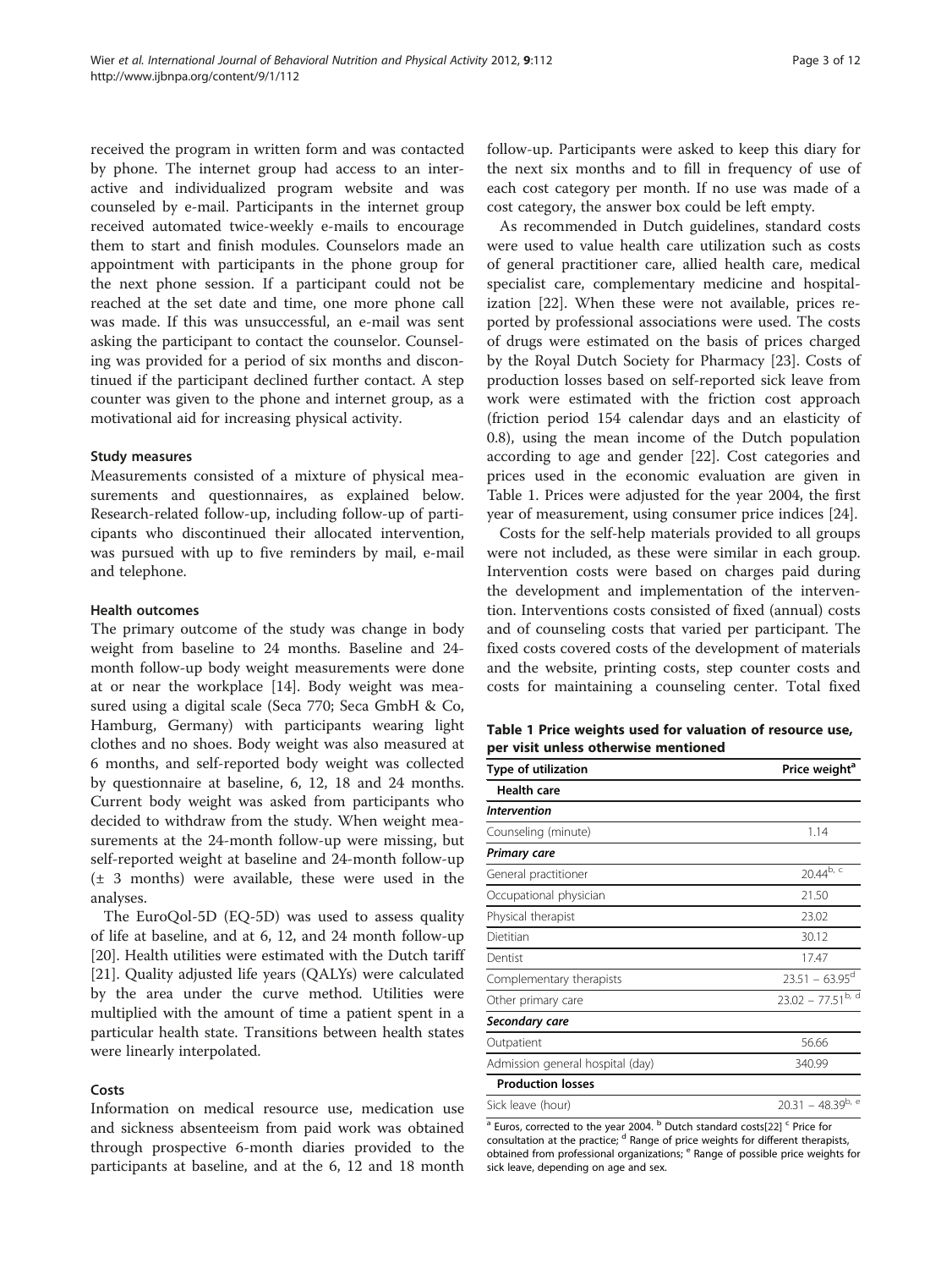received the program in written form and was contacted by phone. The internet group had access to an interactive and individualized program website and was counseled by e-mail. Participants in the internet group received automated twice-weekly e-mails to encourage them to start and finish modules. Counselors made an appointment with participants in the phone group for the next phone session. If a participant could not be reached at the set date and time, one more phone call was made. If this was unsuccessful, an e-mail was sent asking the participant to contact the counselor. Counseling was provided for a period of six months and discontinued if the participant declined further contact. A step counter was given to the phone and internet group, as a motivational aid for increasing physical activity.

### Study measures

Measurements consisted of a mixture of physical measurements and questionnaires, as explained below. Research-related follow-up, including follow-up of participants who discontinued their allocated intervention, was pursued with up to five reminders by mail, e-mail and telephone.

### Health outcomes

The primary outcome of the study was change in body weight from baseline to 24 months. Baseline and 24-month follow-up body weight measurements were done at or near the workplace [14]. Body weight was measured using a digital scale (Seca 770; Seca GmbH & Co, Hamburg, Germany) with participants wearing light clothes and no shoes. Body weight was also measured at 6 months, and self-reported body weight was collected by questionnaire at baseline, 6, 12, 18 and 24 months. Current body weight was asked from participants who decided to withdraw from the study. When weight measurements at the 24-month follow-up were missing, but self-reported weight at baseline and 24-month follow-up (± 3 months) were available, these were used in the analyses.

The EuroQol-5D (EQ-5D) was used to assess quality of life at baseline, and at 6, 12, and 24 month follow-up [20]. Health utilities were estimated with the Dutch tariff [21]. Quality adjusted life years (QALYs) were calculated by the area under the curve method. Utilities were multiplied with the amount of time a patient spent in a particular health state. Transitions between health states were linearly interpolated.

### Costs

Information on medical resource use, medication use and sickness absenteeism from paid work was obtained through prospective 6-month diaries provided to the participants at baseline, and at the 6, 12 and 18 month follow-up. Participants were asked to keep this diary for the next six months and to fill in frequency of use of each cost category per month. If no use was made of a cost category, the answer box could be left empty.

As recommended in Dutch guidelines, standard costs were used to value health care utilization such as costs of general practitioner care, allied health care, medical specialist care, complementary medicine and hospitalization [22]. When these were not available, prices reported by professional associations were used. The costs of drugs were estimated on the basis of prices charged by the Royal Dutch Society for Pharmacy [23]. Costs of production losses based on self-reported sick leave from work were estimated with the friction cost approach (friction period 154 calendar days and an elasticity of 0.8), using the mean income of the Dutch population according to age and gender [22]. Cost categories and prices used in the economic evaluation are given in Table 1. Prices were adjusted for the year 2004, the first year of measurement, using consumer price indices [24].

Costs for the self-help materials provided to all groups were not included, as these were similar in each group. Intervention costs were based on charges paid during the development and implementation of the intervention. Interventions costs consisted of fixed (annual) costs and of counseling costs that varied per participant. The fixed costs covered costs of the development of materials and the website, printing costs, step counter costs and costs for maintaining a counseling center. Total fixed

**Table 1 Price weights used for valuation of resource use, per visit unless otherwise mentioned**

| Type of utilization | Price weight[a] |
|---|---|
| **Health care** | |
| ***Intervention*** | |
| Counseling (minute) | 1.14 |
| ***Primary care*** | |
| General practitioner | 20.44[b, c] |
| Occupational physician | 21.50 |
| Physical therapist | 23.02 |
| Dietitian | 30.12 |
| Dentist | 17.47 |
| Complementary therapists | 23.51 – 63.95[d] |
| Other primary care | 23.02 – 77.51[b, d] |
| ***Secondary care*** | |
| Outpatient | 56.66 |
| Admission general hospital (day) | 340.99 |
| **Production losses** | |
| Sick leave (hour) | 20.31 – 48.39[b, e] |

[a] Euros, corrected to the year 2004. [b] Dutch standard costs[22] [c] Price for consultation at the practice; [d] Range of price weights for different therapists, obtained from professional organizations; [e] Range of possible price weights for sick leave, depending on age and sex.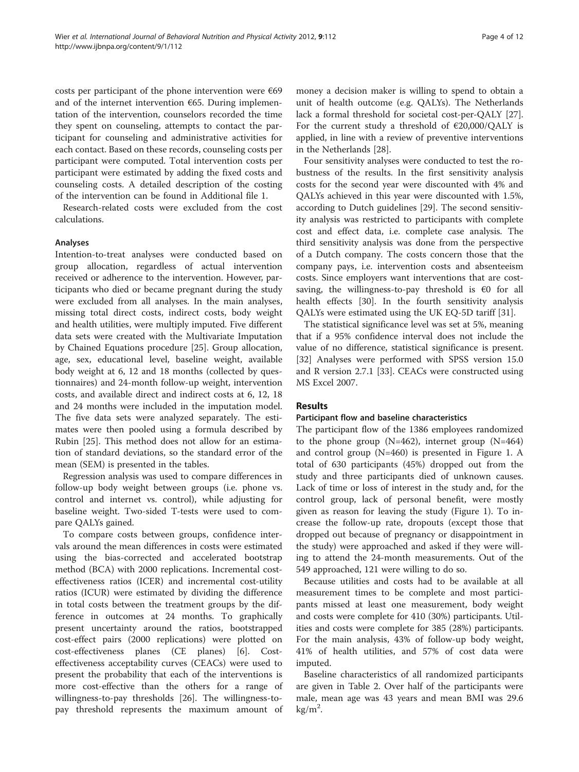costs per participant of the phone intervention were €69 and of the internet intervention €65. During implementation of the intervention, counselors recorded the time they spent on counseling, attempts to contact the participant for counseling and administrative activities for each contact. Based on these records, counseling costs per participant were computed. Total intervention costs per participant were estimated by adding the fixed costs and counseling costs. A detailed description of the costing of the intervention can be found in Additional file 1.

Research-related costs were excluded from the cost calculations.

### Analyses

Intention-to-treat analyses were conducted based on group allocation, regardless of actual intervention received or adherence to the intervention. However, participants who died or became pregnant during the study were excluded from all analyses. In the main analyses, missing total direct costs, indirect costs, body weight and health utilities, were multiply imputed. Five different data sets were created with the Multivariate Imputation by Chained Equations procedure [25]. Group allocation, age, sex, educational level, baseline weight, available body weight at 6, 12 and 18 months (collected by questionnaires) and 24-month follow-up weight, intervention costs, and available direct and indirect costs at 6, 12, 18 and 24 months were included in the imputation model. The five data sets were analyzed separately. The estimates were then pooled using a formula described by Rubin [25]. This method does not allow for an estimation of standard deviations, so the standard error of the mean (SEM) is presented in the tables.

Regression analysis was used to compare differences in follow-up body weight between groups (i.e. phone vs. control and internet vs. control), while adjusting for baseline weight. Two-sided T-tests were used to compare QALYs gained.

To compare costs between groups, confidence intervals around the mean differences in costs were estimated using the bias-corrected and accelerated bootstrap method (BCA) with 2000 replications. Incremental cost-effectiveness ratios (ICER) and incremental cost-utility ratios (ICUR) were estimated by dividing the difference in total costs between the treatment groups by the difference in outcomes at 24 months. To graphically present uncertainty around the ratios, bootstrapped cost-effect pairs (2000 replications) were plotted on cost-effectiveness planes (CE planes) [6]. Cost-effectiveness acceptability curves (CEACs) were used to present the probability that each of the interventions is more cost-effective than the others for a range of willingness-to-pay thresholds [26]. The willingness-to-pay threshold represents the maximum amount of money a decision maker is willing to spend to obtain a unit of health outcome (e.g. QALYs). The Netherlands lack a formal threshold for societal cost-per-QALY [27]. For the current study a threshold of €20,000/QALY is applied, in line with a review of preventive interventions in the Netherlands [28].

Four sensitivity analyses were conducted to test the robustness of the results. In the first sensitivity analysis costs for the second year were discounted with 4% and QALYs achieved in this year were discounted with 1.5%, according to Dutch guidelines [29]. The second sensitivity analysis was restricted to participants with complete cost and effect data, i.e. complete case analysis. The third sensitivity analysis was done from the perspective of a Dutch company. The costs concern those that the company pays, i.e. intervention costs and absenteeism costs. Since employers want interventions that are cost-saving, the willingness-to-pay threshold is €0 for all health effects [30]. In the fourth sensitivity analysis QALYs were estimated using the UK EQ-5D tariff [31].

The statistical significance level was set at 5%, meaning that if a 95% confidence interval does not include the value of no difference, statistical significance is present. [32] Analyses were performed with SPSS version 15.0 and R version 2.7.1 [33]. CEACs were constructed using MS Excel 2007.

## Results

### Participant flow and baseline characteristics

The participant flow of the 1386 employees randomized to the phone group (N=462), internet group (N=464) and control group (N=460) is presented in Figure 1. A total of 630 participants (45%) dropped out from the study and three participants died of unknown causes. Lack of time or loss of interest in the study and, for the control group, lack of personal benefit, were mostly given as reason for leaving the study (Figure 1). To increase the follow-up rate, dropouts (except those that dropped out because of pregnancy or disappointment in the study) were approached and asked if they were willing to attend the 24-month measurements. Out of the 549 approached, 121 were willing to do so.

Because utilities and costs had to be available at all measurement times to be complete and most participants missed at least one measurement, body weight and costs were complete for 410 (30%) participants. Utilities and costs were complete for 385 (28%) participants. For the main analysis, 43% of follow-up body weight, 41% of health utilities, and 57% of cost data were imputed.

Baseline characteristics of all randomized participants are given in Table 2. Over half of the participants were male, mean age was 43 years and mean BMI was 29.6 $kg/m^2$.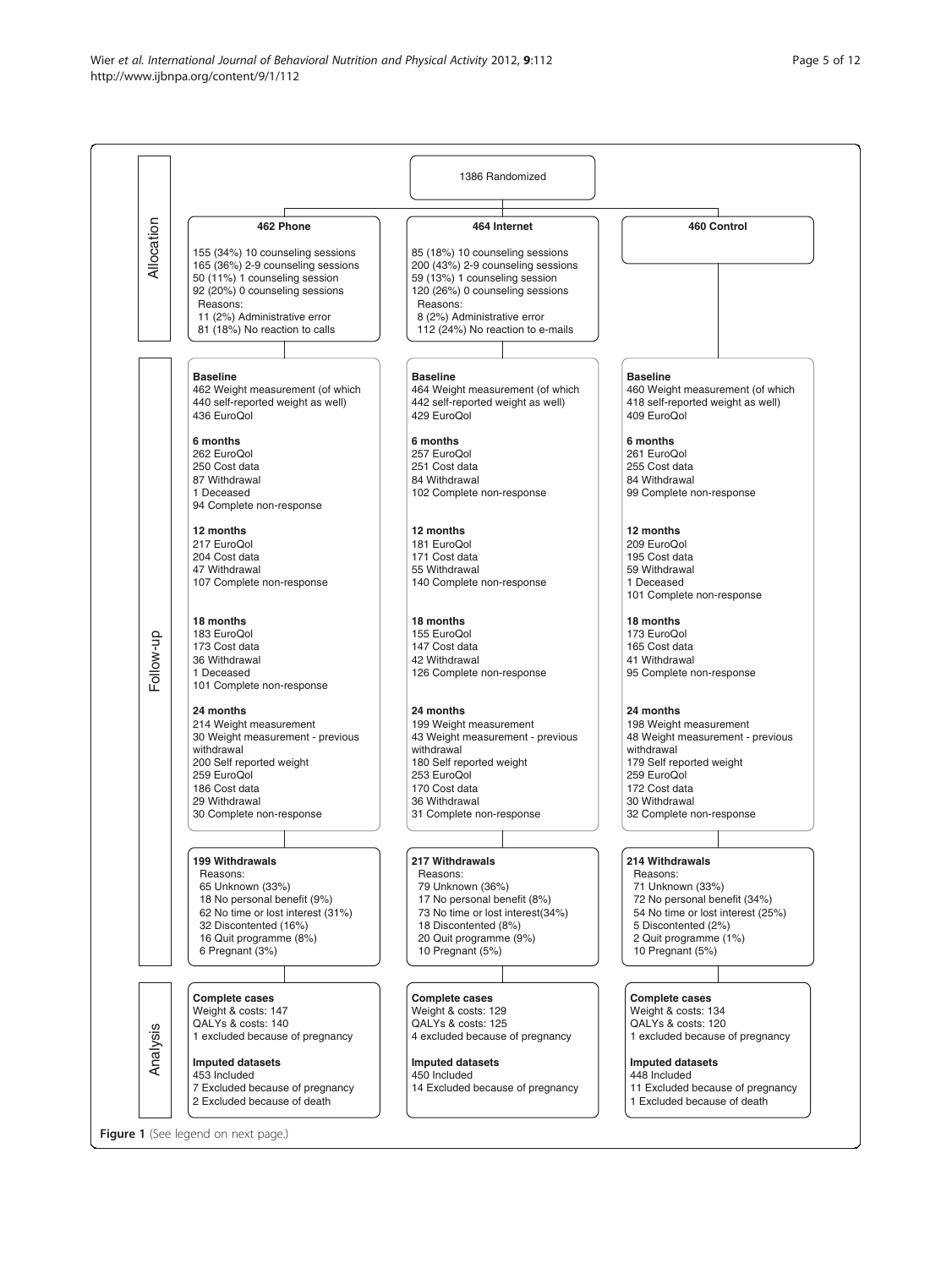## Allocation

1386 Randomized

| 462 Phone | 464 Internet | 460 Control |
|---|---|---|
| 155 (34%) 10 counseling sessions<br>165 (36%) 2-9 counseling sessions<br>50 (11%) 1 counseling session<br>92 (20%) 0 counseling sessions<br>Reasons:<br>11 (2%) Administrative error<br>81 (18%) No reaction to calls | 85 (18%) 10 counseling sessions<br>200 (43%) 2-9 counseling sessions<br>59 (13%) 1 counseling session<br>120 (26%) 0 counseling sessions<br>Reasons:<br>8 (2%) Administrative error<br>112 (24%) No reaction to e-mails | |

## Follow-up

| Phone | Internet | Control |
|---|---|---|
| **Baseline**<br>462 Weight measurement (of which 440 self-reported weight as well)<br>436 EuroQol | **Baseline**<br>464 Weight measurement (of which 442 self-reported weight as well)<br>429 EuroQol | **Baseline**<br>460 Weight measurement (of which 418 self-reported weight as well)<br>409 EuroQol |
| **6 months**<br>262 EuroQol<br>250 Cost data<br>87 Withdrawal<br>1 Deceased<br>94 Complete non-response | **6 months**<br>257 EuroQol<br>251 Cost data<br>84 Withdrawal<br>102 Complete non-response | **6 months**<br>261 EuroQol<br>255 Cost data<br>84 Withdrawal<br>99 Complete non-response |
| **12 months**<br>217 EuroQol<br>204 Cost data<br>47 Withdrawal<br>107 Complete non-response | **12 months**<br>181 EuroQol<br>171 Cost data<br>55 Withdrawal<br>140 Complete non-response | **12 months**<br>209 EuroQol<br>195 Cost data<br>59 Withdrawal<br>1 Deceased<br>101 Complete non-response |
| **18 months**<br>183 EuroQol<br>173 Cost data<br>36 Withdrawal<br>1 Deceased<br>101 Complete non-response | **18 months**<br>155 EuroQol<br>147 Cost data<br>42 Withdrawal<br>126 Complete non-response | **18 months**<br>173 EuroQol<br>165 Cost data<br>41 Withdrawal<br>95 Complete non-response |
| **24 months**<br>214 Weight measurement<br>30 Weight measurement - previous withdrawal<br>200 Self reported weight<br>259 EuroQol<br>186 Cost data<br>29 Withdrawal<br>30 Complete non-response | **24 months**<br>199 Weight measurement<br>43 Weight measurement - previous withdrawal<br>180 Self reported weight<br>253 EuroQol<br>170 Cost data<br>36 Withdrawal<br>31 Complete non-response | **24 months**<br>198 Weight measurement<br>48 Weight measurement - previous withdrawal<br>179 Self reported weight<br>259 EuroQol<br>172 Cost data<br>30 Withdrawal<br>32 Complete non-response |
| **199 Withdrawals**<br>Reasons:<br>65 Unknown (33%)<br>18 No personal benefit (9%)<br>62 No time or lost interest (31%)<br>32 Discontented (16%)<br>16 Quit programme (8%)<br>6 Pregnant (3%) | **217 Withdrawals**<br>Reasons:<br>79 Unknown (36%)<br>17 No personal benefit (8%)<br>73 No time or lost interest(34%)<br>18 Discontented (8%)<br>20 Quit programme (9%)<br>10 Pregnant (5%) | **214 Withdrawals**<br>Reasons:<br>71 Unknown (33%)<br>72 No personal benefit (34%)<br>54 No time or lost interest (25%)<br>5 Discontented (2%)<br>2 Quit programme (1%)<br>10 Pregnant (5%) |

## Analysis

| Phone | Internet | Control |
|---|---|---|
| **Complete cases**<br>Weight & costs: 147<br>QALYs & costs: 140<br>1 excluded because of pregnancy | **Complete cases**<br>Weight & costs: 129<br>QALYs & costs: 125<br>4 excluded because of pregnancy | **Complete cases**<br>Weight & costs: 134<br>QALYs & costs: 120<br>1 excluded because of pregnancy |
| **Imputed datasets**<br>453 Included<br>7 Excluded because of pregnancy<br>2 Excluded because of death | **Imputed datasets**<br>450 Included<br>14 Excluded because of pregnancy | **Imputed datasets**<br>448 Included<br>11 Excluded because of pregnancy<br>1 Excluded because of death |

**Figure 1** (See legend on next page.)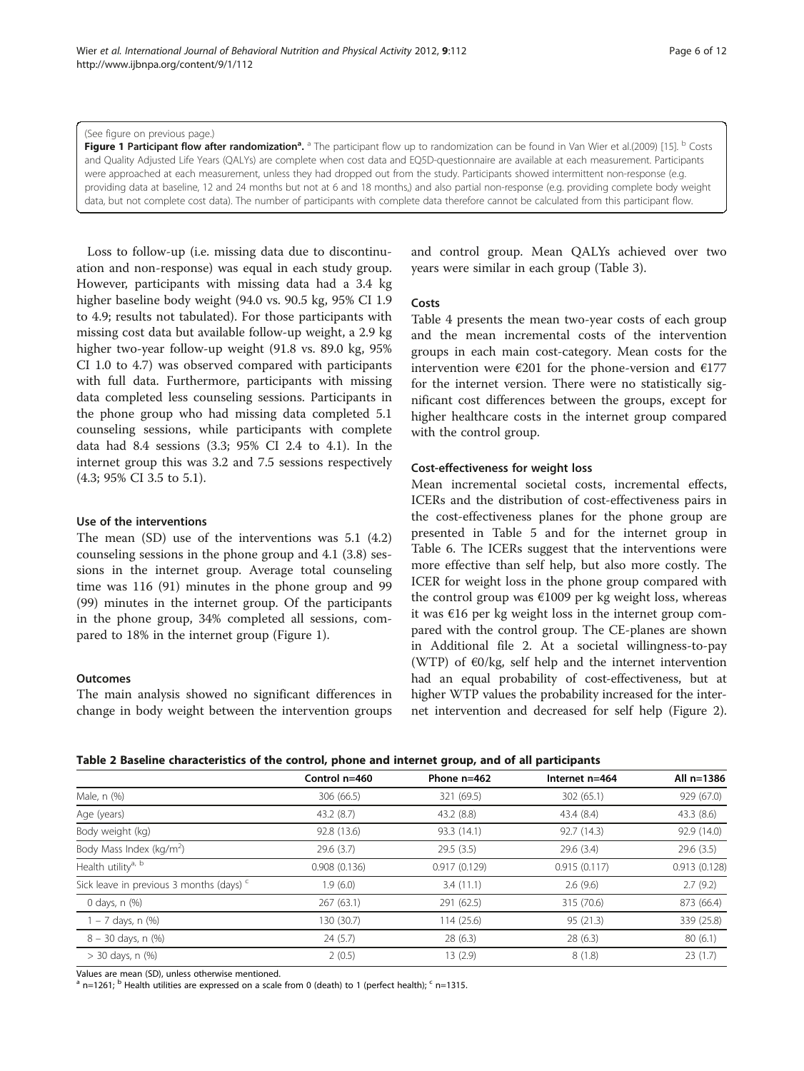(See figure on previous page.)

**Figure 1 Participant flow after randomization[a].** [a] The participant flow up to randomization can be found in Van Wier et al.(2009) [15]. [b] Costs and Quality Adjusted Life Years (QALYs) are complete when cost data and EQ5D-questionnaire are available at each measurement. Participants were approached at each measurement, unless they had dropped out from the study. Participants showed intermittent non-response (e.g. providing data at baseline, 12 and 24 months but not at 6 and 18 months,) and also partial non-response (e.g. providing complete body weight data, but not complete cost data). The number of participants with complete data therefore cannot be calculated from this participant flow.

Loss to follow-up (i.e. missing data due to discontinuation and non-response) was equal in each study group. However, participants with missing data had a 3.4 kg higher baseline body weight (94.0 vs. 90.5 kg, 95% CI 1.9 to 4.9; results not tabulated). For those participants with missing cost data but available follow-up weight, a 2.9 kg higher two-year follow-up weight (91.8 vs. 89.0 kg, 95% CI 1.0 to 4.7) was observed compared with participants with full data. Furthermore, participants with missing data completed less counseling sessions. Participants in the phone group who had missing data completed 5.1 counseling sessions, while participants with complete data had 8.4 sessions (3.3; 95% CI 2.4 to 4.1). In the internet group this was 3.2 and 7.5 sessions respectively (4.3; 95% CI 3.5 to 5.1).

### Use of the interventions

The mean (SD) use of the interventions was 5.1 (4.2) counseling sessions in the phone group and 4.1 (3.8) sessions in the internet group. Average total counseling time was 116 (91) minutes in the phone group and 99 (99) minutes in the internet group. Of the participants in the phone group, 34% completed all sessions, compared to 18% in the internet group (Figure 1).

### Outcomes

The main analysis showed no significant differences in change in body weight between the intervention groups and control group. Mean QALYs achieved over two years were similar in each group (Table 3).

### Costs

Table 4 presents the mean two-year costs of each group and the mean incremental costs of the intervention groups in each main cost-category. Mean costs for the intervention were €201 for the phone-version and €177 for the internet version. There were no statistically significant cost differences between the groups, except for higher healthcare costs in the internet group compared with the control group.

### Cost-effectiveness for weight loss

Mean incremental societal costs, incremental effects, ICERs and the distribution of cost-effectiveness pairs in the cost-effectiveness planes for the phone group are presented in Table 5 and for the internet group in Table 6. The ICERs suggest that the interventions were more effective than self help, but also more costly. The ICER for weight loss in the phone group compared with the control group was €1009 per kg weight loss, whereas it was €16 per kg weight loss in the internet group compared with the control group. The CE-planes are shown in Additional file 2. At a societal willingness-to-pay (WTP) of €0/kg, self help and the internet intervention had an equal probability of cost-effectiveness, but at higher WTP values the probability increased for the internet intervention and decreased for self help (Figure 2).

**Table 2 Baseline characteristics of the control, phone and internet group, and of all participants**

| | Control n=460 | Phone n=462 | Internet n=464 | All n=1386 |
|---|---|---|---|---|
| Male, n (%) | 306 (66.5) | 321 (69.5) | 302 (65.1) | 929 (67.0) |
| Age (years) | 43.2 (8.7) | 43.2 (8.8) | 43.4 (8.4) | 43.3 (8.6) |
| Body weight (kg) | 92.8 (13.6) | 93.3 (14.1) | 92.7 (14.3) | 92.9 (14.0) |
| Body Mass Index (kg/m$^2$) | 29.6 (3.7) | 29.5 (3.5) | 29.6 (3.4) | 29.6 (3.5) |
| Health utility[a, b] | 0.908 (0.136) | 0.917 (0.129) | 0.915 (0.117) | 0.913 (0.128) |
| Sick leave in previous 3 months (days) [c] | 1.9 (6.0) | 3.4 (11.1) | 2.6 (9.6) | 2.7 (9.2) |
| 0 days, n (%) | 267 (63.1) | 291 (62.5) | 315 (70.6) | 873 (66.4) |
| 1 – 7 days, n (%) | 130 (30.7) | 114 (25.6) | 95 (21.3) | 339 (25.8) |
| 8 – 30 days, n (%) | 24 (5.7) | 28 (6.3) | 28 (6.3) | 80 (6.1) |
| > 30 days, n (%) | 2 (0.5) | 13 (2.9) | 8 (1.8) | 23 (1.7) |

Values are mean (SD), unless otherwise mentioned.
[a] n=1261; [b] Health utilities are expressed on a scale from 0 (death) to 1 (perfect health); [c] n=1315.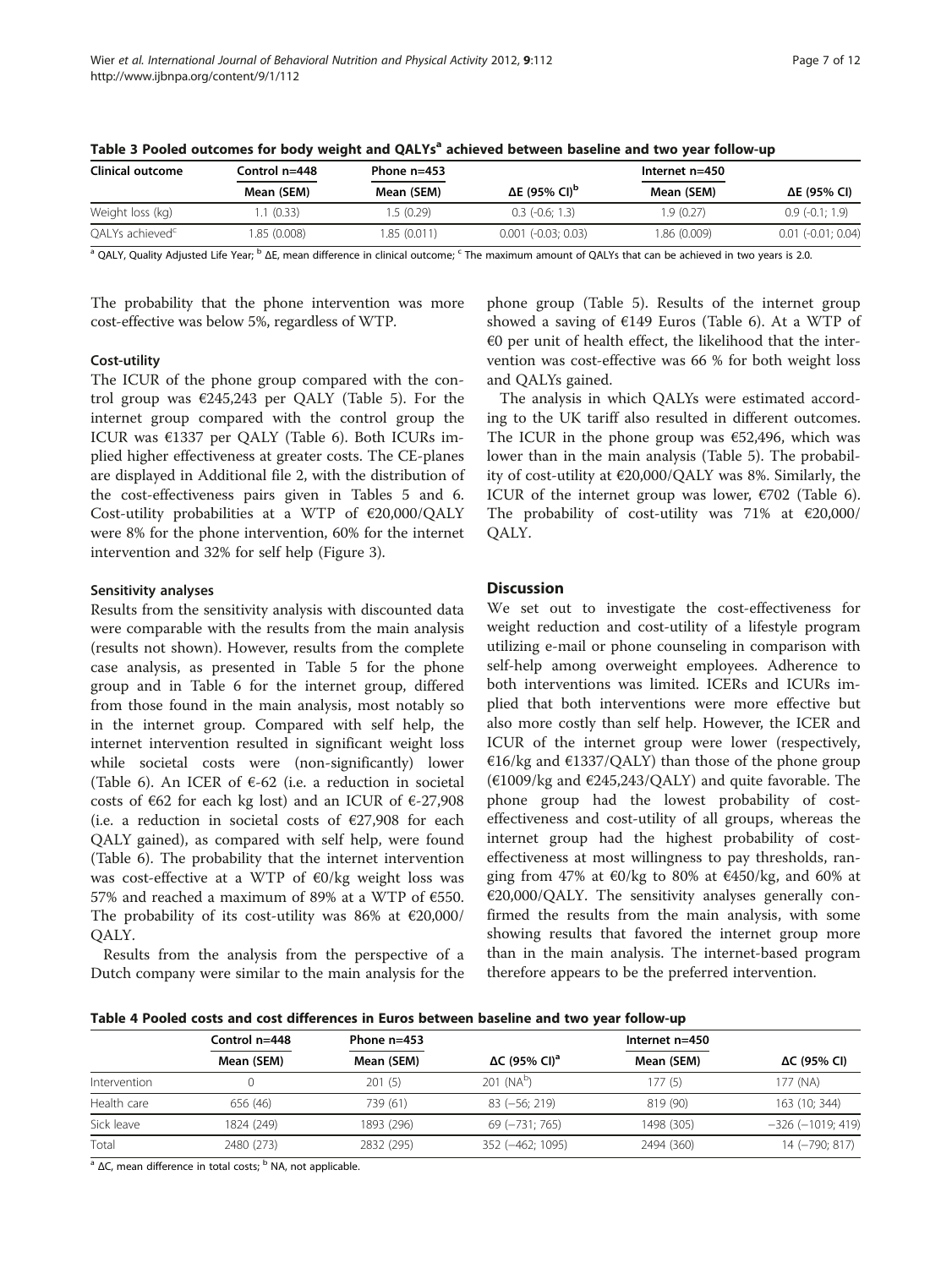**Table 3 Pooled outcomes for body weight and QALYs[a] achieved between baseline and two year follow-up**

| Clinical outcome | Control n=448 | Phone n=453 | | Internet n=450 | |
|---|---|---|---|---|---|
| | Mean (SEM) | Mean (SEM) | ΔE (95% CI)[b] | Mean (SEM) | ΔE (95% CI) |
| Weight loss (kg) | 1.1 (0.33) | 1.5 (0.29) | 0.3 (-0.6; 1.3) | 1.9 (0.27) | 0.9 (-0.1; 1.9) |
| QALYs achieved[c] | 1.85 (0.008) | 1.85 (0.011) | 0.001 (-0.03; 0.03) | 1.86 (0.009) | 0.01 (-0.01; 0.04) |

[a] QALY, Quality Adjusted Life Year; [b] ΔE, mean difference in clinical outcome; [c] The maximum amount of QALYs that can be achieved in two years is 2.0.

The probability that the phone intervention was more cost-effective was below 5%, regardless of WTP.

### Cost-utility

The ICUR of the phone group compared with the control group was €245,243 per QALY (Table 5). For the internet group compared with the control group the ICUR was €1337 per QALY (Table 6). Both ICURs implied higher effectiveness at greater costs. The CE-planes are displayed in Additional file 2, with the distribution of the cost-effectiveness pairs given in Tables 5 and 6. Cost-utility probabilities at a WTP of €20,000/QALY were 8% for the phone intervention, 60% for the internet intervention and 32% for self help (Figure 3).

### Sensitivity analyses

Results from the sensitivity analysis with discounted data were comparable with the results from the main analysis (results not shown). However, results from the complete case analysis, as presented in Table 5 for the phone group and in Table 6 for the internet group, differed from those found in the main analysis, most notably so in the internet group. Compared with self help, the internet intervention resulted in significant weight loss while societal costs were (non-significantly) lower (Table 6). An ICER of €-62 (i.e. a reduction in societal costs of €62 for each kg lost) and an ICUR of €-27,908 (i.e. a reduction in societal costs of €27,908 for each QALY gained), as compared with self help, were found (Table 6). The probability that the internet intervention was cost-effective at a WTP of €0/kg weight loss was 57% and reached a maximum of 89% at a WTP of €550. The probability of its cost-utility was 86% at €20,000/QALY.

Results from the analysis from the perspective of a Dutch company were similar to the main analysis for the phone group (Table 5). Results of the internet group showed a saving of €149 Euros (Table 6). At a WTP of €0 per unit of health effect, the likelihood that the intervention was cost-effective was 66 % for both weight loss and QALYs gained.

The analysis in which QALYs were estimated according to the UK tariff also resulted in different outcomes. The ICUR in the phone group was €52,496, which was lower than in the main analysis (Table 5). The probability of cost-utility at €20,000/QALY was 8%. Similarly, the ICUR of the internet group was lower, €702 (Table 6). The probability of cost-utility was 71% at €20,000/QALY.

## Discussion

We set out to investigate the cost-effectiveness for weight reduction and cost-utility of a lifestyle program utilizing e-mail or phone counseling in comparison with self-help among overweight employees. Adherence to both interventions was limited. ICERs and ICURs implied that both interventions were more effective but also more costly than self help. However, the ICER and ICUR of the internet group were lower (respectively, €16/kg and €1337/QALY) than those of the phone group (€1009/kg and €245,243/QALY) and quite favorable. The phone group had the lowest probability of cost-effectiveness and cost-utility of all groups, whereas the internet group had the highest probability of cost-effectiveness at most willingness to pay thresholds, ranging from 47% at €0/kg to 80% at €450/kg, and 60% at €20,000/QALY. The sensitivity analyses generally confirmed the results from the main analysis, with some showing results that favored the internet group more than in the main analysis. The internet-based program therefore appears to be the preferred intervention.

**Table 4 Pooled costs and cost differences in Euros between baseline and two year follow-up**

| | Control n=448 | Phone n=453 | | Internet n=450 | |
|---|---|---|---|---|---|
| | Mean (SEM) | Mean (SEM) | ΔC (95% CI)[a] | Mean (SEM) | ΔC (95% CI) |
| Intervention | 0 | 201 (5) | 201 (NA[b]) | 177 (5) | 177 (NA) |
| Health care | 656 (46) | 739 (61) | 83 (−56; 219) | 819 (90) | 163 (10; 344) |
| Sick leave | 1824 (249) | 1893 (296) | 69 (−731; 765) | 1498 (305) | −326 (−1019; 419) |
| Total | 2480 (273) | 2832 (295) | 352 (−462; 1095) | 2494 (360) | 14 (−790; 817) |

[a] ΔC, mean difference in total costs; [b] NA, not applicable.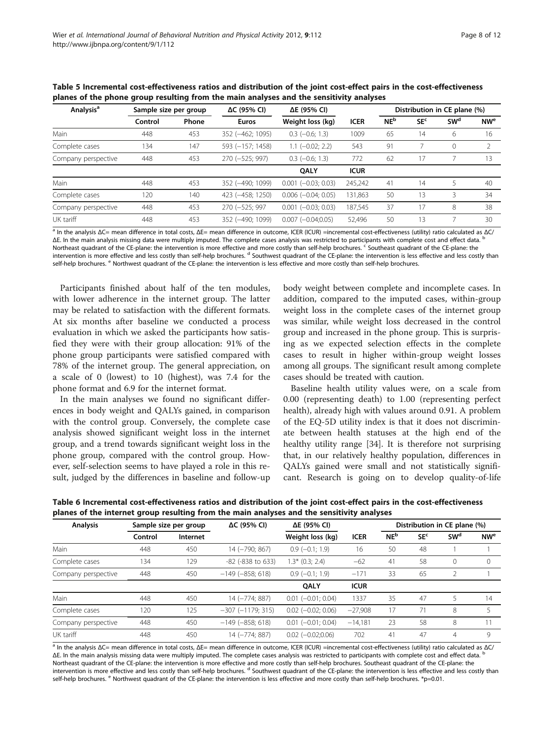**Table 5 Incremental cost-effectiveness ratios and distribution of the joint cost-effect pairs in the cost-effectiveness planes of the phone group resulting from the main analyses and the sensitivity analyses**

| Analysis[a] | Sample size per group | | ΔC (95% CI) | ΔE (95% CI) | | Distribution in CE plane (%) | | | |
|---|---|---|---|---|---|---|---|---|---|
| | Control | Phone | Euros | Weight loss (kg) | ICER | NE[b] | SE[c] | SW[d] | NW[e] |
| Main | 448 | 453 | 352 (−462; 1095) | 0.3 (−0.6; 1.3) | 1009 | 65 | 14 | 6 | 16 |
| Complete cases | 134 | 147 | 593 (−157; 1458) | 1.1 (−0.02; 2.2) | 543 | 91 | 7 | 0 | 2 |
| Company perspective | 448 | 453 | 270 (−525; 997) | 0.3 (−0.6; 1.3) | 772 | 62 | 17 | 7 | 13 |
| | | | | QALY | ICUR | | | | |
| Main | 448 | 453 | 352 (−490; 1099) | 0.001 (−0.03; 0.03) | 245,242 | 41 | 14 | 5 | 40 |
| Complete cases | 120 | 140 | 423 (−458; 1250) | 0.006 (−0.04; 0.05) | 131,863 | 50 | 13 | 3 | 34 |
| Company perspective | 448 | 453 | 270 (−525; 997 | 0.001 (−0.03; 0.03) | 187,545 | 37 | 17 | 8 | 38 |
| UK tariff | 448 | 453 | 352 (−490; 1099) | 0.007 (−0.04;0.05) | 52,496 | 50 | 13 | 7 | 30 |

[a] In the analysis ΔC= mean difference in total costs, ΔE= mean difference in outcome, ICER (ICUR) =incremental cost-effectiveness (utility) ratio calculated as ΔC/ΔE. In the main analysis missing data were multiply imputed. The complete cases analysis was restricted to participants with complete cost and effect data. [b] Northeast quadrant of the CE-plane: the intervention is more effective and more costly than self-help brochures. [c] Southeast quadrant of the CE-plane: the intervention is more effective and less costly than self-help brochures. [d] Southwest quadrant of the CE-plane: the intervention is less effective and less costly than self-help brochures. [e] Northwest quadrant of the CE-plane: the intervention is less effective and more costly than self-help brochures.

Participants finished about half of the ten modules, with lower adherence in the internet group. The latter may be related to satisfaction with the different formats. At six months after baseline we conducted a process evaluation in which we asked the participants how satisfied they were with their group allocation: 91% of the phone group participants were satisfied compared with 78% of the internet group. The general appreciation, on a scale of 0 (lowest) to 10 (highest), was 7.4 for the phone format and 6.9 for the internet format.

In the main analyses we found no significant differences in body weight and QALYs gained, in comparison with the control group. Conversely, the complete case analysis showed significant weight loss in the internet group, and a trend towards significant weight loss in the phone group, compared with the control group. However, self-selection seems to have played a role in this result, judged by the differences in baseline and follow-up body weight between complete and incomplete cases. In addition, compared to the imputed cases, within-group weight loss in the complete cases of the internet group was similar, while weight loss decreased in the control group and increased in the phone group. This is surprising as we expected selection effects in the complete cases to result in higher within-group weight losses among all groups. The significant result among complete cases should be treated with caution.

Baseline health utility values were, on a scale from 0.00 (representing death) to 1.00 (representing perfect health), already high with values around 0.91. A problem of the EQ-5D utility index is that it does not discriminate between health statuses at the high end of the healthy utility range [34]. It is therefore not surprising that, in our relatively healthy population, differences in QALYs gained were small and not statistically significant. Research is going on to develop quality-of-life

**Table 6 Incremental cost-effectiveness ratios and distribution of the joint cost-effect pairs in the cost-effectiveness planes of the internet group resulting from the main analyses and the sensitivity analyses**

| Analysis | Sample size per group | | ΔC (95% CI) | ΔE (95% CI) | | Distribution in CE plane (%) | | | |
|---|---|---|---|---|---|---|---|---|---|
| | Control | Internet | | Weight loss (kg) | ICER | NE[b] | SE[c] | SW[d] | NW[e] |
| Main | 448 | 450 | 14 (−790; 867) | 0.9 (−0.1; 1.9) | 16 | 50 | 48 | 1 | 1 |
| Complete cases | 134 | 129 | -82 (-838 to 633) | 1.3* (0.3; 2.4) | −62 | 41 | 58 | 0 | 0 |
| Company perspective | 448 | 450 | −149 (−858; 618) | 0.9 (−0.1; 1.9) | −171 | 33 | 65 | 2 | 1 |
| | | | | QALY | ICUR | | | | |
| Main | 448 | 450 | 14 (−774; 887) | 0.01 (−0.01; 0.04) | 1337 | 35 | 47 | 5 | 14 |
| Complete cases | 120 | 125 | −307 (−1179; 315) | 0.02 (−0.02; 0.06) | −27,908 | 17 | 71 | 8 | 5 |
| Company perspective | 448 | 450 | −149 (−858; 618) | 0.01 (−0.01; 0.04) | −14,181 | 23 | 58 | 8 | 11 |
| UK tariff | 448 | 450 | 14 (−774; 887) | 0.02 (−0.02;0.06) | 702 | 41 | 47 | 4 | 9 |

[a] In the analysis ΔC= mean difference in total costs, ΔE= mean difference in outcome, ICER (ICUR) =incremental cost-effectiveness (utility) ratio calculated as ΔC/ΔE. In the main analysis missing data were multiply imputed. The complete cases analysis was restricted to participants with complete cost and effect data. [b] Northeast quadrant of the CE-plane: the intervention is more effective and more costly than self-help brochures. Southeast quadrant of the CE-plane: the intervention is more effective and less costly than self-help brochures. [d] Southwest quadrant of the CE-plane: the intervention is less effective and less costly than self-help brochures. [e] Northwest quadrant of the CE-plane: the intervention is less effective and more costly than self-help brochures. *p=0.01.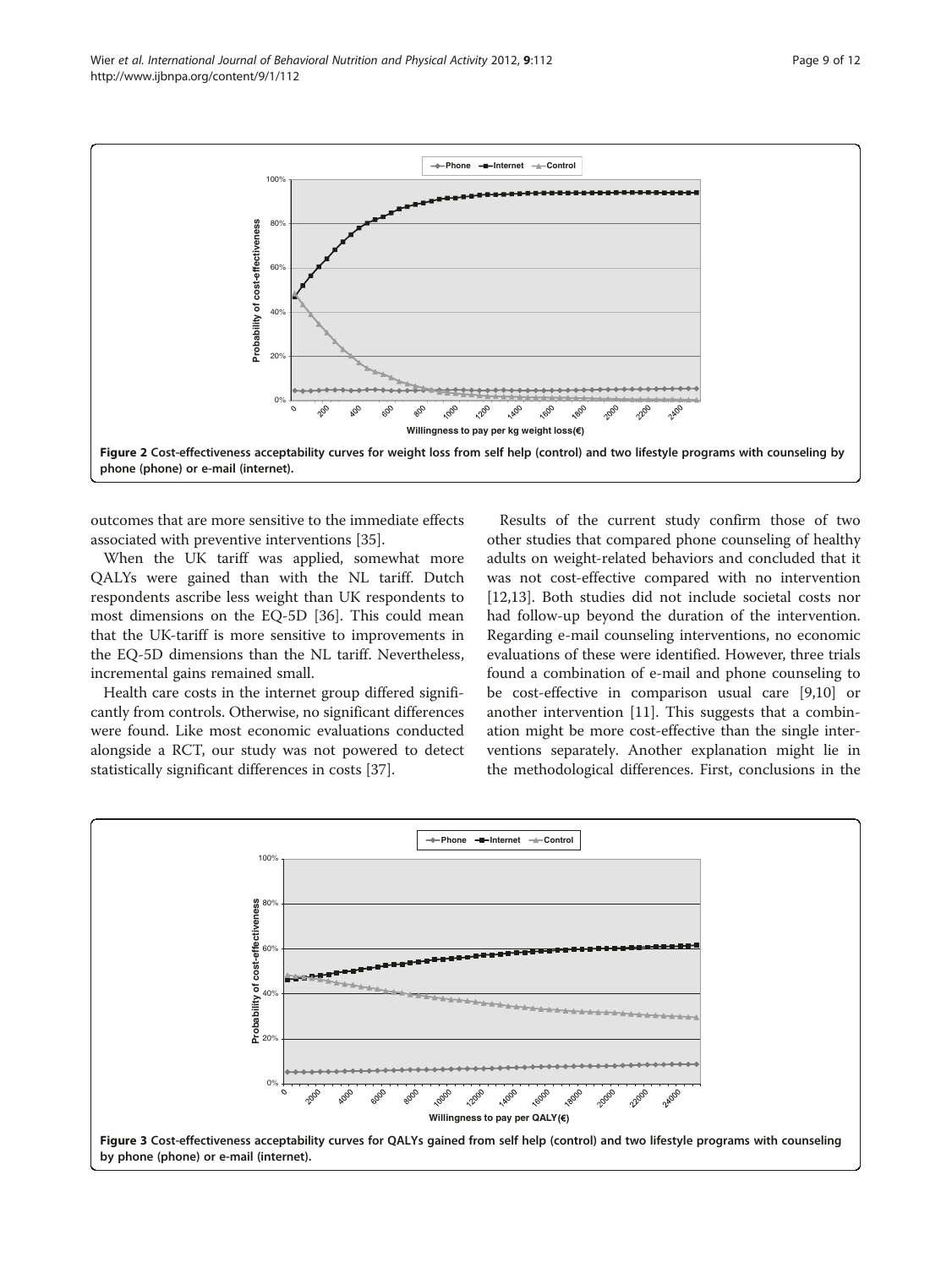Figure 2 Cost-effectiveness acceptability curves for weight loss from self help (control) and two lifestyle programs with counseling by phone (phone) or e-mail (internet).

outcomes that are more sensitive to the immediate effects associated with preventive interventions [35].

When the UK tariff was applied, somewhat more QALYs were gained than with the NL tariff. Dutch respondents ascribe less weight than UK respondents to most dimensions on the EQ-5D [36]. This could mean that the UK-tariff is more sensitive to improvements in the EQ-5D dimensions than the NL tariff. Nevertheless, incremental gains remained small.

Health care costs in the internet group differed significantly from controls. Otherwise, no significant differences were found. Like most economic evaluations conducted alongside a RCT, our study was not powered to detect statistically significant differences in costs [37].

Results of the current study confirm those of two other studies that compared phone counseling of healthy adults on weight-related behaviors and concluded that it was not cost-effective compared with no intervention [12,13]. Both studies did not include societal costs nor had follow-up beyond the duration of the intervention. Regarding e-mail counseling interventions, no economic evaluations of these were identified. However, three trials found a combination of e-mail and phone counseling to be cost-effective in comparison usual care [9,10] or another intervention [11]. This suggests that a combination might be more cost-effective than the single interventions separately. Another explanation might lie in the methodological differences. First, conclusions in the

Figure 3 Cost-effectiveness acceptability curves for QALYs gained from self help (control) and two lifestyle programs with counseling by phone (phone) or e-mail (internet).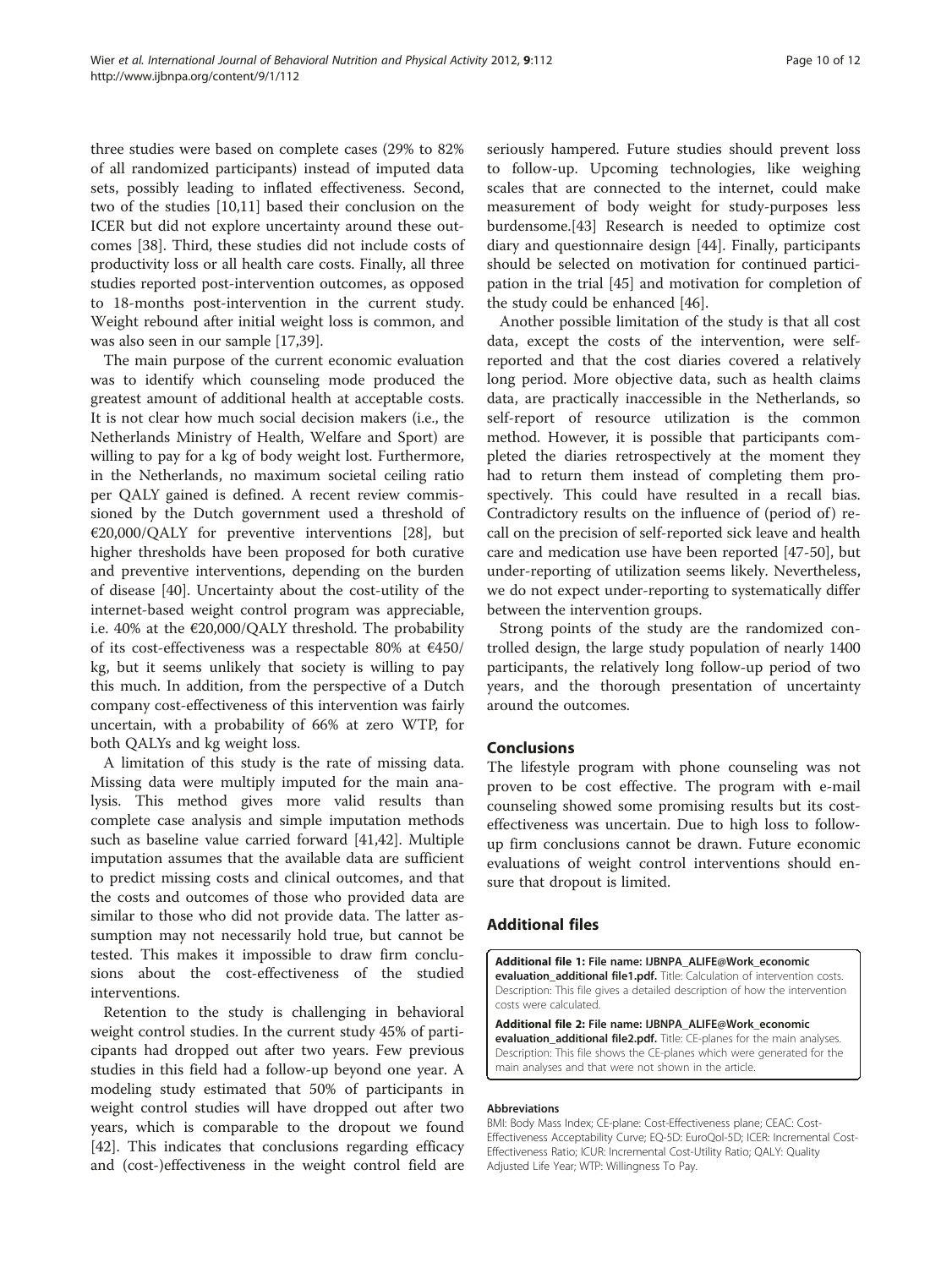three studies were based on complete cases (29% to 82% of all randomized participants) instead of imputed data sets, possibly leading to inflated effectiveness. Second, two of the studies [10,11] based their conclusion on the ICER but did not explore uncertainty around these outcomes [38]. Third, these studies did not include costs of productivity loss or all health care costs. Finally, all three studies reported post-intervention outcomes, as opposed to 18-months post-intervention in the current study. Weight rebound after initial weight loss is common, and was also seen in our sample [17,39].

The main purpose of the current economic evaluation was to identify which counseling mode produced the greatest amount of additional health at acceptable costs. It is not clear how much social decision makers (i.e., the Netherlands Ministry of Health, Welfare and Sport) are willing to pay for a kg of body weight lost. Furthermore, in the Netherlands, no maximum societal ceiling ratio per QALY gained is defined. A recent review commissioned by the Dutch government used a threshold of €20,000/QALY for preventive interventions [28], but higher thresholds have been proposed for both curative and preventive interventions, depending on the burden of disease [40]. Uncertainty about the cost-utility of the internet-based weight control program was appreciable, i.e. 40% at the €20,000/QALY threshold. The probability of its cost-effectiveness was a respectable 80% at €450/kg, but it seems unlikely that society is willing to pay this much. In addition, from the perspective of a Dutch company cost-effectiveness of this intervention was fairly uncertain, with a probability of 66% at zero WTP, for both QALYs and kg weight loss.

A limitation of this study is the rate of missing data. Missing data were multiply imputed for the main analysis. This method gives more valid results than complete case analysis and simple imputation methods such as baseline value carried forward [41,42]. Multiple imputation assumes that the available data are sufficient to predict missing costs and clinical outcomes, and that the costs and outcomes of those who provided data are similar to those who did not provide data. The latter assumption may not necessarily hold true, but cannot be tested. This makes it impossible to draw firm conclusions about the cost-effectiveness of the studied interventions.

Retention to the study is challenging in behavioral weight control studies. In the current study 45% of participants had dropped out after two years. Few previous studies in this field had a follow-up beyond one year. A modeling study estimated that 50% of participants in weight control studies will have dropped out after two years, which is comparable to the dropout we found [42]. This indicates that conclusions regarding efficacy and (cost-)effectiveness in the weight control field are seriously hampered. Future studies should prevent loss to follow-up. Upcoming technologies, like weighing scales that are connected to the internet, could make measurement of body weight for study-purposes less burdensome.[43] Research is needed to optimize cost diary and questionnaire design [44]. Finally, participants should be selected on motivation for continued participation in the trial [45] and motivation for completion of the study could be enhanced [46].

Another possible limitation of the study is that all cost data, except the costs of the intervention, were self-reported and that the cost diaries covered a relatively long period. More objective data, such as health claims data, are practically inaccessible in the Netherlands, so self-report of resource utilization is the common method. However, it is possible that participants completed the diaries retrospectively at the moment they had to return them instead of completing them prospectively. This could have resulted in a recall bias. Contradictory results on the influence of (period of) recall on the precision of self-reported sick leave and health care and medication use have been reported [47-50], but under-reporting of utilization seems likely. Nevertheless, we do not expect under-reporting to systematically differ between the intervention groups.

Strong points of the study are the randomized controlled design, the large study population of nearly 1400 participants, the relatively long follow-up period of two years, and the thorough presentation of uncertainty around the outcomes.

## Conclusions

The lifestyle program with phone counseling was not proven to be cost effective. The program with e-mail counseling showed some promising results but its cost-effectiveness was uncertain. Due to high loss to follow-up firm conclusions cannot be drawn. Future economic evaluations of weight control interventions should ensure that dropout is limited.

## Additional files

**Additional file 1: File name: IJBNPA_ALIFE@Work_economic evaluation_additional file1.pdf.** Title: Calculation of intervention costs. Description: This file gives a detailed description of how the intervention costs were calculated.

**Additional file 2: File name: IJBNPA_ALIFE@Work_economic evaluation_additional file2.pdf.** Title: CE-planes for the main analyses. Description: This file shows the CE-planes which were generated for the main analyses and that were not shown in the article.

#### Abbreviations

BMI: Body Mass Index; CE-plane: Cost-Effectiveness plane; CEAC: Cost-Effectiveness Acceptability Curve; EQ-5D: EuroQol-5D; ICER: Incremental Cost-Effectiveness Ratio; ICUR: Incremental Cost-Utility Ratio; QALY: Quality Adjusted Life Year; WTP: Willingness To Pay.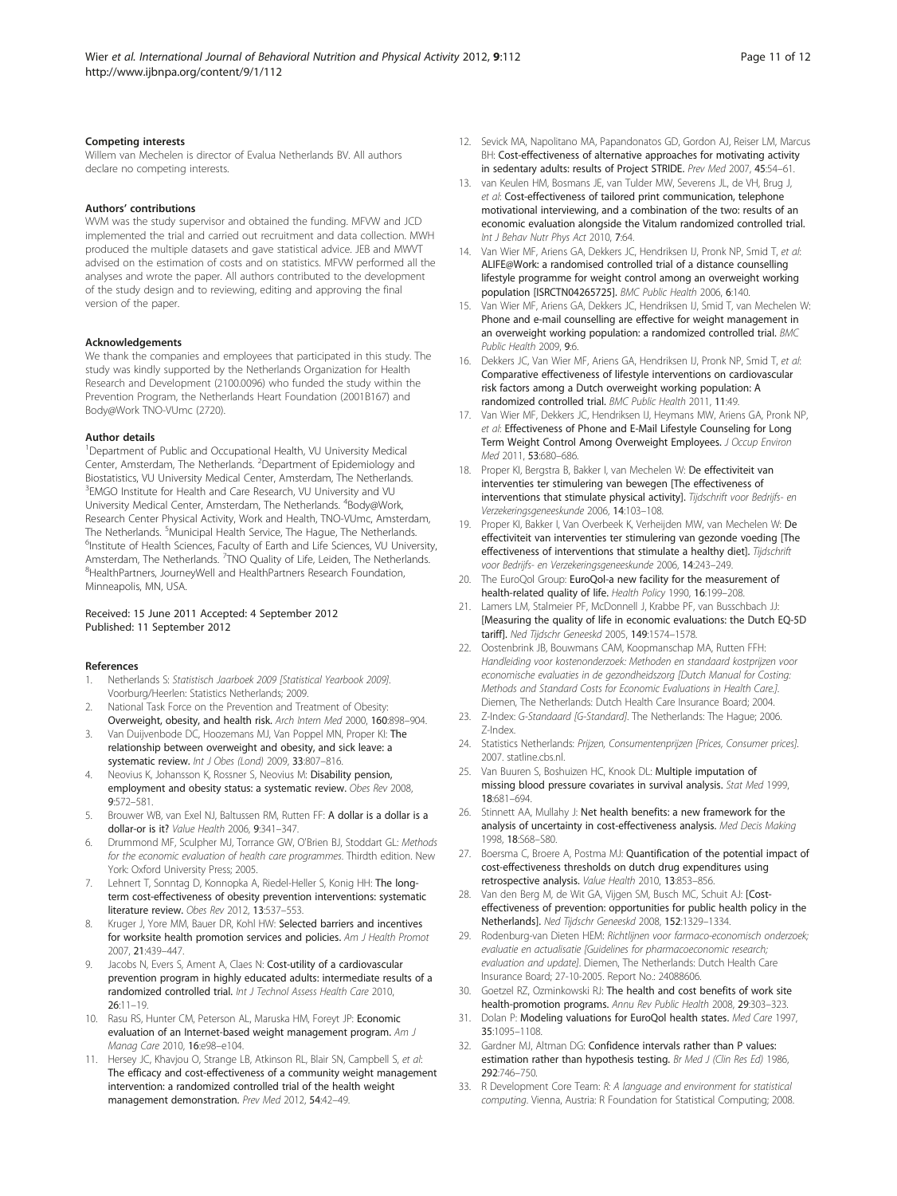## Competing interests

Willem van Mechelen is director of Evalua Netherlands BV. All authors declare no competing interests.

## Authors' contributions

WVM was the study supervisor and obtained the funding. MFVW and JCD implemented the trial and carried out recruitment and data collection. MWH produced the multiple datasets and gave statistical advice. JEB and MWVT advised on the estimation of costs and on statistics. MFVW performed all the analyses and wrote the paper. All authors contributed to the development of the study design and to reviewing, editing and approving the final version of the paper.

## Acknowledgements

We thank the companies and employees that participated in this study. The study was kindly supported by the Netherlands Organization for Health Research and Development (2100.0096) who funded the study within the Prevention Program, the Netherlands Heart Foundation (2001B167) and Body@Work TNO-VUmc (2720).

## Author details

[1]Department of Public and Occupational Health, VU University Medical Center, Amsterdam, The Netherlands. [2]Department of Epidemiology and Biostatistics, VU University Medical Center, Amsterdam, The Netherlands. [3]EMGO Institute for Health and Care Research, VU University and VU University Medical Center, Amsterdam, The Netherlands. [4]Body@Work, Research Center Physical Activity, Work and Health, TNO-VUmc, Amsterdam, The Netherlands. [5]Municipal Health Service, The Hague, The Netherlands. [6]Institute of Health Sciences, Faculty of Earth and Life Sciences, VU University, Amsterdam, The Netherlands. [7]TNO Quality of Life, Leiden, The Netherlands. [8]HealthPartners, JourneyWell and HealthPartners Research Foundation, Minneapolis, MN, USA.

Received: 15 June 2011 Accepted: 4 September 2012
Published: 11 September 2012

## References

1. Netherlands S: *Statistisch Jaarboek 2009 [Statistical Yearbook 2009]*. Voorburg/Heerlen: Statistics Netherlands; 2009.
2. National Task Force on the Prevention and Treatment of Obesity: **Overweight, obesity, and health risk.** *Arch Intern Med* 2000, **160**:898–904.
3. Van Duijvenbode DC, Hoozemans MJ, Van Poppel MN, Proper KI: **The relationship between overweight and obesity, and sick leave: a systematic review.** *Int J Obes (Lond)* 2009, **33**:807–816.
4. Neovius K, Johansson K, Rossner S, Neovius M: **Disability pension, employment and obesity status: a systematic review.** *Obes Rev* 2008, **9**:572–581.
5. Brouwer WB, van Exel NJ, Baltussen RM, Rutten FF: **A dollar is a dollar is a dollar-or is it?** *Value Health* 2006, **9**:341–347.
6. Drummond MF, Sculpher MJ, Torrance GW, O'Brien BJ, Stoddart GL: *Methods for the economic evaluation of health care programmes*. Thirdth edition. New York: Oxford University Press; 2005.
7. Lehnert T, Sonntag D, Konnopka A, Riedel-Heller S, Konig HH: **The long-term cost-effectiveness of obesity prevention interventions: systematic literature review.** *Obes Rev* 2012, **13**:537–553.
8. Kruger J, Yore MM, Bauer DR, Kohl HW: **Selected barriers and incentives for worksite health promotion services and policies.** *Am J Health Promot* 2007, **21**:439–447.
9. Jacobs N, Evers S, Ament A, Claes N: **Cost-utility of a cardiovascular prevention program in highly educated adults: intermediate results of a randomized controlled trial.** *Int J Technol Assess Health Care* 2010, **26**:11–19.
10. Rasu RS, Hunter CM, Peterson AL, Maruska HM, Foreyt JP: **Economic evaluation of an Internet-based weight management program.** *Am J Manag Care* 2010, **16**:e98–e104.
11. Hersey JC, Khavjou O, Strange LB, Atkinson RL, Blair SN, Campbell S, *et al*: **The efficacy and cost-effectiveness of a community weight management intervention: a randomized controlled trial of the health weight management demonstration.** *Prev Med* 2012, **54**:42–49.
12. Sevick MA, Napolitano MA, Papandonatos GD, Gordon AJ, Reiser LM, Marcus BH: **Cost-effectiveness of alternative approaches for motivating activity in sedentary adults: results of Project STRIDE.** *Prev Med* 2007, **45**:54–61.
13. van Keulen HM, Bosmans JE, van Tulder MW, Severens JL, de VH, Brug J, *et al*: **Cost-effectiveness of tailored print communication, telephone motivational interviewing, and a combination of the two: results of an economic evaluation alongside the Vitalum randomized controlled trial.** *Int J Behav Nutr Phys Act* 2010, **7**:64.
14. Van Wier MF, Ariens GA, Dekkers JC, Hendriksen IJ, Pronk NP, Smid T, *et al*: **ALIFE@Work: a randomised controlled trial of a distance counselling lifestyle programme for weight control among an overweight working population [ISRCTN04265725].** *BMC Public Health* 2006, **6**:140.
15. Van Wier MF, Ariens GA, Dekkers JC, Hendriksen IJ, Smid T, van Mechelen W: **Phone and e-mail counselling are effective for weight management in an overweight working population: a randomized controlled trial.** *BMC Public Health* 2009, **9**:6.
16. Dekkers JC, Van Wier MF, Ariens GA, Hendriksen IJ, Pronk NP, Smid T, *et al*: **Comparative effectiveness of lifestyle interventions on cardiovascular risk factors among a Dutch overweight working population: A randomized controlled trial.** *BMC Public Health* 2011, **11**:49.
17. Van Wier MF, Dekkers JC, Hendriksen IJ, Heymans MW, Ariens GA, Pronk NP, *et al*: **Effectiveness of Phone and E-Mail Lifestyle Counseling for Long Term Weight Control Among Overweight Employees.** *J Occup Environ Med* 2011, **53**:680–686.
18. Proper KI, Bergstra B, Bakker I, van Mechelen W: **De effectiviteit van interventies ter stimulering van bewegen [The effectiveness of interventions that stimulate physical activity].** *Tijdschrift voor Bedrijfs- en Verzekeringsgeneeskunde* 2006, **14**:103–108.
19. Proper KI, Bakker I, Van Overbeek K, Verheijden MW, van Mechelen W: **De effectiviteit van interventies ter stimulering van gezonde voeding [The effectiveness of interventions that stimulate a healthy diet].** *Tijdschrift voor Bedrijfs- en Verzekeringsgeneeskunde* 2006, **14**:243–249.
20. The EuroQol Group: **EuroQol-a new facility for the measurement of health-related quality of life.** *Health Policy* 1990, **16**:199–208.
21. Lamers LM, Stalmeier PF, McDonnell J, Krabbe PF, van Busschbach JJ: **[Measuring the quality of life in economic evaluations: the Dutch EQ-5D tariff].** *Ned Tijdschr Geneeskd* 2005, **149**:1574–1578.
22. Oostenbrink JB, Bouwmans CAM, Koopmanschap MA, Rutten FFH: *Handleiding voor kostenonderzoek: Methoden en standaard kostprijzen voor economische evaluaties in de gezondheidszorg [Dutch Manual for Costing: Methods and Standard Costs for Economic Evaluations in Health Care.]*. Diemen, The Netherlands: Dutch Health Care Insurance Board; 2004.
23. Z-Index: *G-Standaard [G-Standard]*. The Netherlands: The Hague; 2006. Z-Index.
24. Statistics Netherlands: *Prijzen, Consumentenprijzen [Prices, Consumer prices]*. 2007. statline.cbs.nl.
25. Van Buuren S, Boshuizen HC, Knook DL: **Multiple imputation of missing blood pressure covariates in survival analysis.** *Stat Med* 1999, **18**:681–694.
26. Stinnett AA, Mullahy J: **Net health benefits: a new framework for the analysis of uncertainty in cost-effectiveness analysis.** *Med Decis Making* 1998, **18**:S68–S80.
27. Boersma C, Broere A, Postma MJ: **Quantification of the potential impact of cost-effectiveness thresholds on dutch drug expenditures using retrospective analysis.** *Value Health* 2010, **13**:853–856.
28. Van den Berg M, de Wit GA, Vijgen SM, Busch MC, Schuit AJ: **[Cost-effectiveness of prevention: opportunities for public health policy in the Netherlands].** *Ned Tijdschr Geneeskd* 2008, **152**:1329–1334.
29. Rodenburg-van Dieten HEM: *Richtlijnen voor farmaco-economisch onderzoek; evaluatie en actualisatie [Guidelines for pharmacoeconomic research; evaluation and update]*. Diemen, The Netherlands: Dutch Health Care Insurance Board; 27-10-2005. Report No.: 24088606.
30. Goetzel RZ, Ozminkowski RJ: **The health and cost benefits of work site health-promotion programs.** *Annu Rev Public Health* 2008, **29**:303–323.
31. Dolan P: **Modeling valuations for EuroQol health states.** *Med Care* 1997, **35**:1095–1108.
32. Gardner MJ, Altman DG: **Confidence intervals rather than P values: estimation rather than hypothesis testing.** *Br Med J (Clin Res Ed)* 1986, **292**:746–750.
33. R Development Core Team: *R: A language and environment for statistical computing*. Vienna, Austria: R Foundation for Statistical Computing; 2008.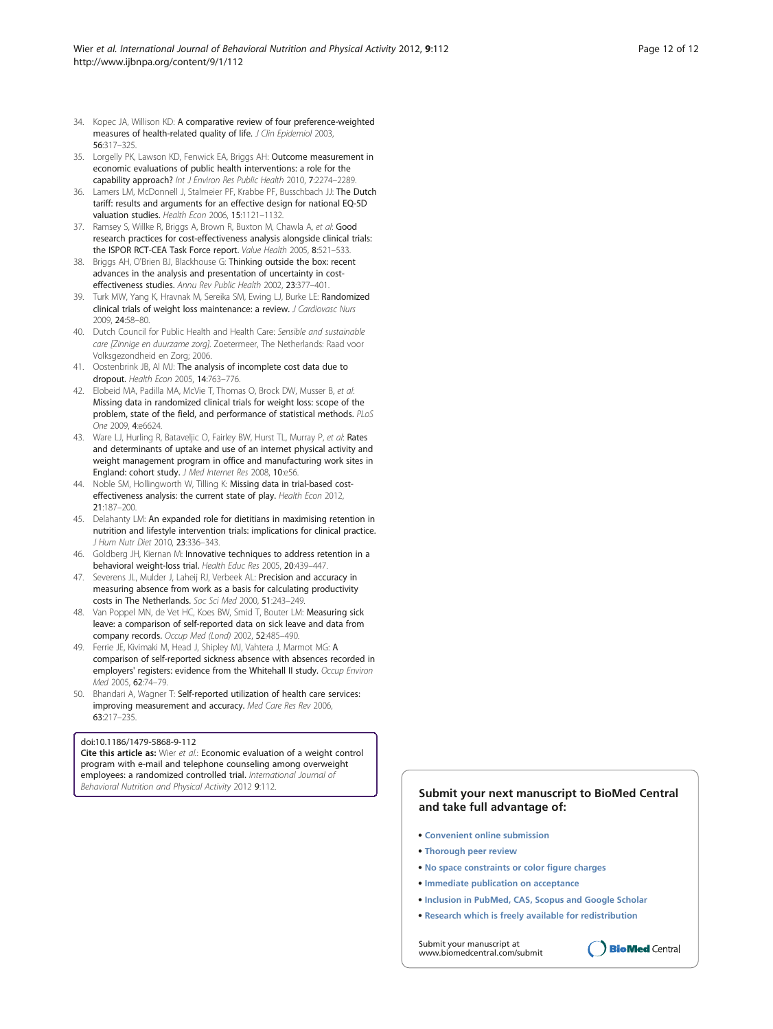34. Kopec JA, Willison KD: A comparative review of four preference-weighted measures of health-related quality of life. *J Clin Epidemiol* 2003, **56**:317–325.
35. Lorgelly PK, Lawson KD, Fenwick EA, Briggs AH: Outcome measurement in economic evaluations of public health interventions: a role for the capability approach? *Int J Environ Res Public Health* 2010, **7**:2274–2289.
36. Lamers LM, McDonnell J, Stalmeier PF, Krabbe PF, Busschbach JJ: The Dutch tariff: results and arguments for an effective design for national EQ-5D valuation studies. *Health Econ* 2006, **15**:1121–1132.
37. Ramsey S, Willke R, Briggs A, Brown R, Buxton M, Chawla A, *et al*: Good research practices for cost-effectiveness analysis alongside clinical trials: the ISPOR RCT-CEA Task Force report. *Value Health* 2005, **8**:521–533.
38. Briggs AH, O'Brien BJ, Blackhouse G: Thinking outside the box: recent advances in the analysis and presentation of uncertainty in cost-effectiveness studies. *Annu Rev Public Health* 2002, **23**:377–401.
39. Turk MW, Yang K, Hravnak M, Sereika SM, Ewing LJ, Burke LE: Randomized clinical trials of weight loss maintenance: a review. *J Cardiovasc Nurs* 2009, **24**:58–80.
40. Dutch Council for Public Health and Health Care: *Sensible and sustainable care [Zinnige en duurzame zorg]*. Zoetermeer, The Netherlands: Raad voor Volksgezondheid en Zorg; 2006.
41. Oostenbrink JB, Al MJ: The analysis of incomplete cost data due to dropout. *Health Econ* 2005, **14**:763–776.
42. Elobeid MA, Padilla MA, McVie T, Thomas O, Brock DW, Musser B, *et al*: Missing data in randomized clinical trials for weight loss: scope of the problem, state of the field, and performance of statistical methods. *PLoS One* 2009, **4**:e6624.
43. Ware LJ, Hurling R, Bataveljic O, Fairley BW, Hurst TL, Murray P, *et al*: Rates and determinants of uptake and use of an internet physical activity and weight management program in office and manufacturing work sites in England: cohort study. *J Med Internet Res* 2008, **10**:e56.
44. Noble SM, Hollingworth W, Tilling K: Missing data in trial-based cost-effectiveness analysis: the current state of play. *Health Econ* 2012, **21**:187–200.
45. Delahanty LM: An expanded role for dietitians in maximising retention in nutrition and lifestyle intervention trials: implications for clinical practice. *J Hum Nutr Diet* 2010, **23**:336–343.
46. Goldberg JH, Kiernan M: Innovative techniques to address retention in a behavioral weight-loss trial. *Health Educ Res* 2005, **20**:439–447.
47. Severens JL, Mulder J, Laheij RJ, Verbeek AL: Precision and accuracy in measuring absence from work as a basis for calculating productivity costs in The Netherlands. *Soc Sci Med* 2000, **51**:243–249.
48. Van Poppel MN, de Vet HC, Koes BW, Smid T, Bouter LM: Measuring sick leave: a comparison of self-reported data on sick leave and data from company records. *Occup Med (Lond)* 2002, **52**:485–490.
49. Ferrie JE, Kivimaki M, Head J, Shipley MJ, Vahtera J, Marmot MG: A comparison of self-reported sickness absence with absences recorded in employers' registers: evidence from the Whitehall II study. *Occup Environ Med* 2005, **62**:74–79.
50. Bhandari A, Wagner T: Self-reported utilization of health care services: improving measurement and accuracy. *Med Care Res Rev* 2006, **63**:217–235.

doi:10.1186/1479-5868-9-112

**Cite this article as:** Wier *et al.*: Economic evaluation of a weight control program with e-mail and telephone counseling among overweight employees: a randomized controlled trial. *International Journal of Behavioral Nutrition and Physical Activity* 2012 **9**:112.

**Submit your next manuscript to BioMed Central and take full advantage of:**

- **Convenient online submission**
- **Thorough peer review**
- **No space constraints or color figure charges**
- **Immediate publication on acceptance**
- **Inclusion in PubMed, CAS, Scopus and Google Scholar**
- **Research which is freely available for redistribution**

Submit your manuscript at
www.biomedcentral.com/submit

BioMed Central